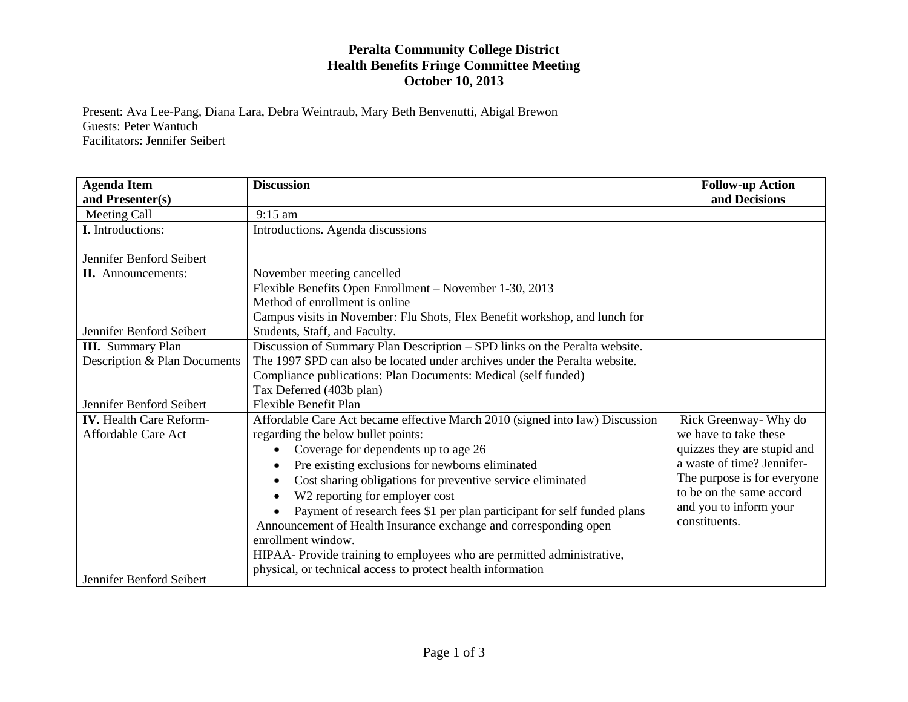# Peralta Community College District
## Health Benefits Fringe Committee Meeting
### October 10, 2013

Present: Ava Lee-Pang, Diana Lara, Debra Weintraub, Mary Beth Benvenutti, Abigal Brewon
Guests: Peter Wantuch
Facilitators: Jennifer Seibert

| Agenda Item and Presenter(s) | Discussion | Follow-up Action and Decisions |
|---|---|---|
| Meeting Call | 9:15 am | |
| **I.** Introductions:<br><br>Jennifer Benford Seibert | Introductions. Agenda discussions | |
| **II.** Announcements:<br><br>Jennifer Benford Seibert | November meeting cancelled<br>Flexible Benefits Open Enrollment – November 1-30, 2013<br>Method of enrollment is online<br>Campus visits in November: Flu Shots, Flex Benefit workshop, and lunch for Students, Staff, and Faculty. | |
| **III.** Summary Plan Description & Plan Documents<br><br>Jennifer Benford Seibert | Discussion of Summary Plan Description – SPD links on the Peralta website.<br>The 1997 SPD can also be located under archives under the Peralta website.<br>Compliance publications: Plan Documents: Medical (self funded)<br>Tax Deferred (403b plan)<br>Flexible Benefit Plan | |
| **IV.** Health Care Reform-Affordable Care Act<br><br>Jennifer Benford Seibert | Affordable Care Act became effective March 2010 (signed into law) Discussion regarding the below bullet points:<br>• Coverage for dependents up to age 26<br>• Pre existing exclusions for newborns eliminated<br>• Cost sharing obligations for preventive service eliminated<br>• W2 reporting for employer cost<br>• Payment of research fees $1 per plan participant for self funded plans<br>Announcement of Health Insurance exchange and corresponding open enrollment window.<br>HIPAA- Provide training to employees who are permitted administrative, physical, or technical access to protect health information | Rick Greenway- Why do we have to take these quizzes they are stupid and a waste of time? Jennifer- The purpose is for everyone to be on the same accord and you to inform your constituents. |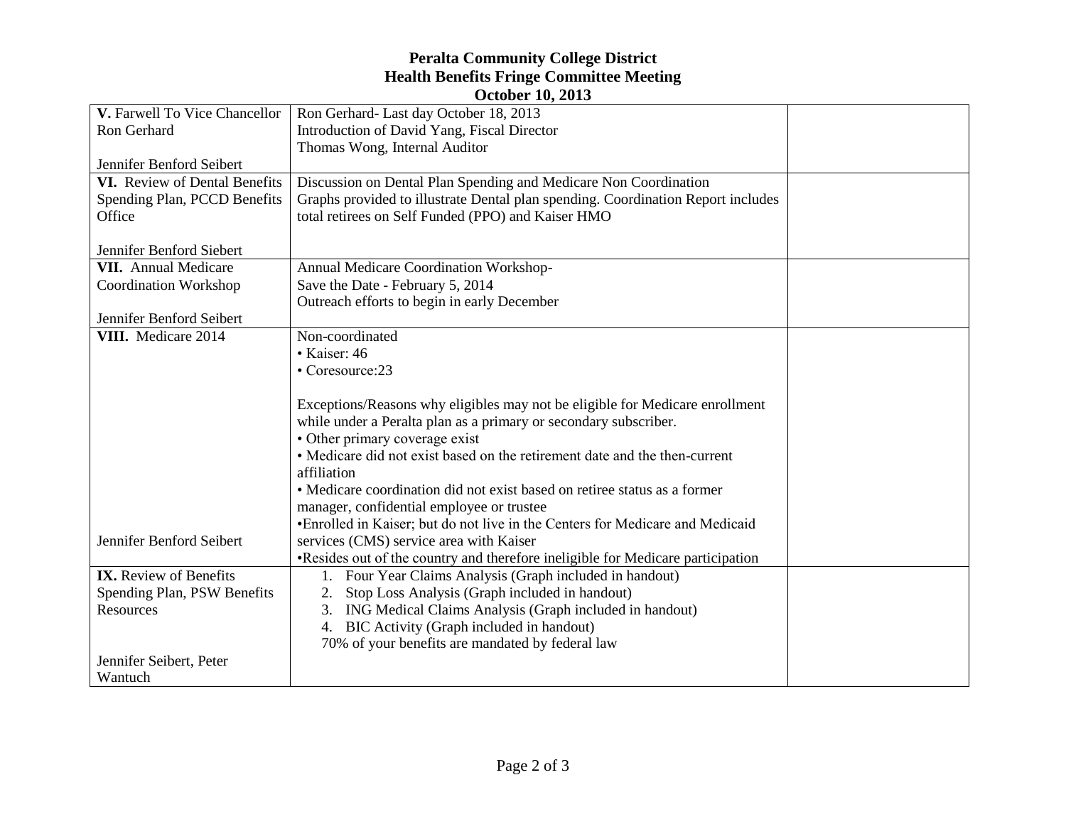**Peralta Community College District**
**Health Benefits Fringe Committee Meeting**
**October 10, 2013**

| | | |
|---|---|---|
| **V.** Farwell To Vice Chancellor Ron Gerhard<br><br>Jennifer Benford Seibert | Ron Gerhard- Last day October 18, 2013<br>Introduction of David Yang, Fiscal Director<br>Thomas Wong, Internal Auditor | |
| **VI.** Review of Dental Benefits Spending Plan, PCCD Benefits Office<br><br>Jennifer Benford Siebert | Discussion on Dental Plan Spending and Medicare Non Coordination<br>Graphs provided to illustrate Dental plan spending. Coordination Report includes total retirees on Self Funded (PPO) and Kaiser HMO | |
| **VII.** Annual Medicare Coordination Workshop<br><br>Jennifer Benford Seibert | Annual Medicare Coordination Workshop-<br>Save the Date - February 5, 2014<br>Outreach efforts to begin in early December | |
| **VIII.** Medicare 2014<br><br>Jennifer Benford Seibert | Non-coordinated<br>• Kaiser: 46<br>• Coresource:23<br><br>Exceptions/Reasons why eligibles may not be eligible for Medicare enrollment while under a Peralta plan as a primary or secondary subscriber.<br>• Other primary coverage exist<br>• Medicare did not exist based on the retirement date and the then-current affiliation<br>• Medicare coordination did not exist based on retiree status as a former manager, confidential employee or trustee<br>•Enrolled in Kaiser; but do not live in the Centers for Medicare and Medicaid services (CMS) service area with Kaiser<br>•Resides out of the country and therefore ineligible for Medicare participation | |
| **IX.** Review of Benefits Spending Plan, PSW Benefits Resources<br><br>Jennifer Seibert, Peter Wantuch | 1. Four Year Claims Analysis (Graph included in handout)<br>2. Stop Loss Analysis (Graph included in handout)<br>3. ING Medical Claims Analysis (Graph included in handout)<br>4. BIC Activity (Graph included in handout)<br>70% of your benefits are mandated by federal law | |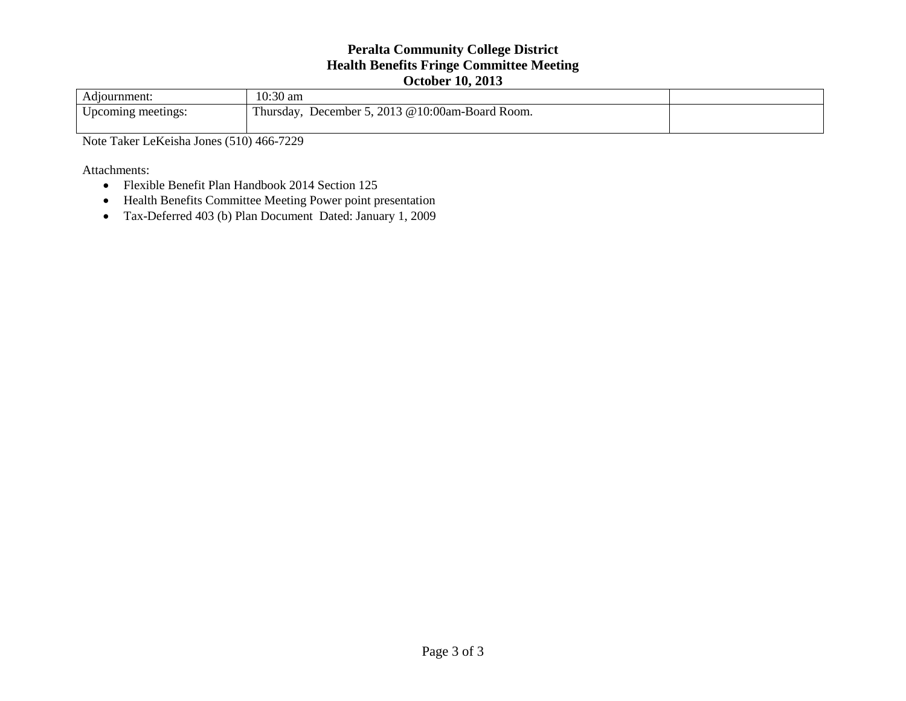**Peralta Community College District**
**Health Benefits Fringe Committee Meeting**
**October 10, 2013**

| | | |
|---|---|---|
| Adjournment: | 10:30 am | |
| Upcoming meetings: | Thursday, December 5, 2013 @10:00am-Board Room. | |

Note Taker LeKeisha Jones (510) 466-7229

Attachments:

- Flexible Benefit Plan Handbook 2014 Section 125
- Health Benefits Committee Meeting Power point presentation
- Tax-Deferred 403 (b) Plan Document Dated: January 1, 2009